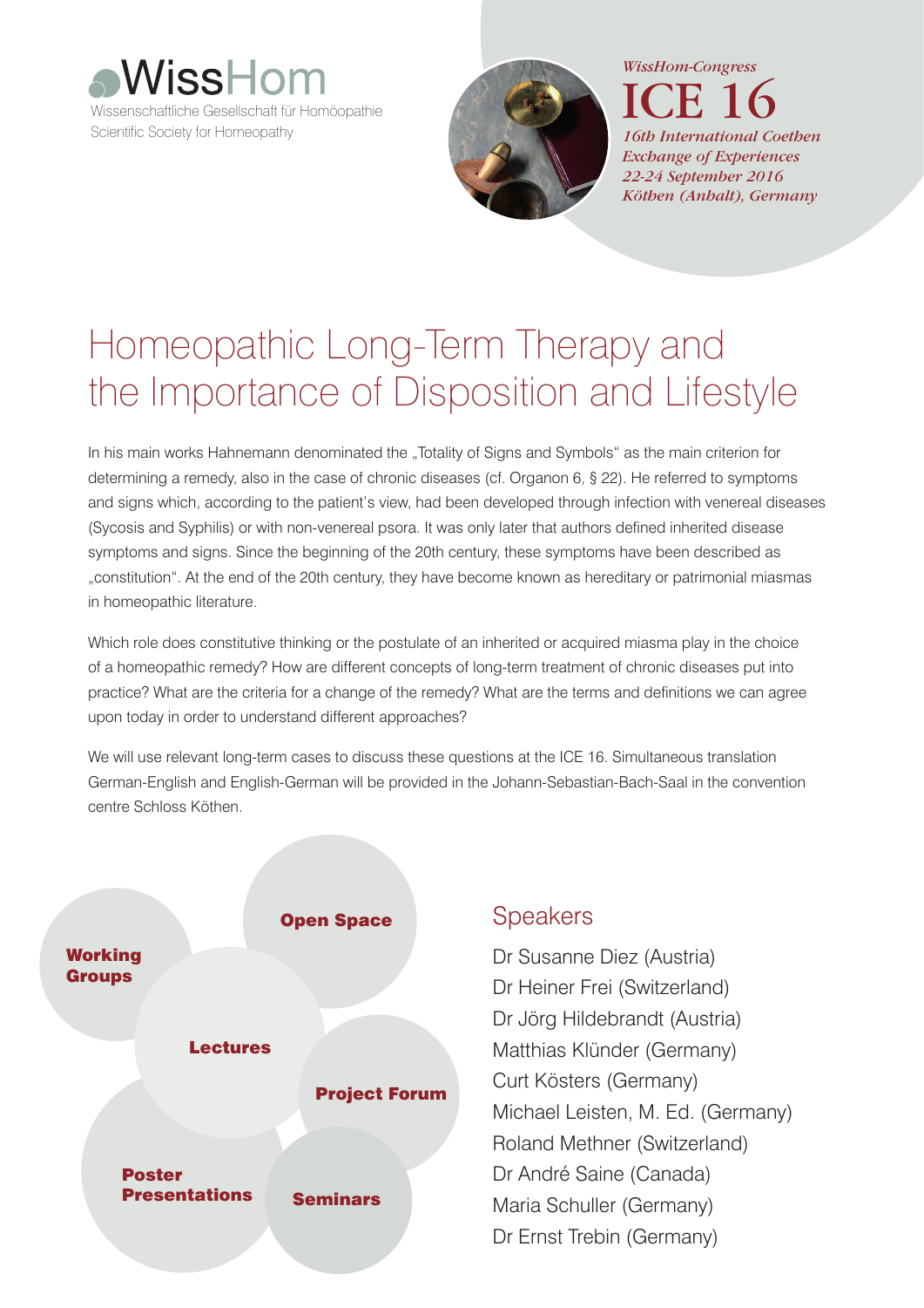WissHom

Wissenschaftliche Gesellschaft für Homöopathie
Scientific Society for Homeopathy

*WissHom-Congress*

# ICE 16

*16th International Coethen Exchange of Experiences*
*22-24 September 2016*
*Köthen (Anhalt), Germany*

# Homeopathic Long-Term Therapy and the Importance of Disposition and Lifestyle

In his main works Hahnemann denominated the „Totality of Signs and Symbols" as the main criterion for determining a remedy, also in the case of chronic diseases (cf. Organon 6, § 22). He referred to symptoms and signs which, according to the patient's view, had been developed through infection with venereal diseases (Sycosis and Syphilis) or with non-venereal psora. It was only later that authors defined inherited disease symptoms and signs. Since the beginning of the 20th century, these symptoms have been described as „constitution". At the end of the 20th century, they have become known as hereditary or patrimonial miasmas in homeopathic literature.

Which role does constitutive thinking or the postulate of an inherited or acquired miasma play in the choice of a homeopathic remedy? How are different concepts of long-term treatment of chronic diseases put into practice? What are the criteria for a change of the remedy? What are the terms and definitions we can agree upon today in order to understand different approaches?

We will use relevant long-term cases to discuss these questions at the ICE 16. Simultaneous translation German-English and English-German will be provided in the Johann-Sebastian-Bach-Saal in the convention centre Schloss Köthen.

**Working Groups**

**Open Space**

**Lectures**

**Project Forum**

**Poster Presentations**

**Seminars**

## Speakers

Dr Susanne Diez (Austria)
Dr Heiner Frei (Switzerland)
Dr Jörg Hildebrandt (Austria)
Matthias Klünder (Germany)
Curt Kösters (Germany)
Michael Leisten, M. Ed. (Germany)
Roland Methner (Switzerland)
Dr André Saine (Canada)
Maria Schuller (Germany)
Dr Ernst Trebin (Germany)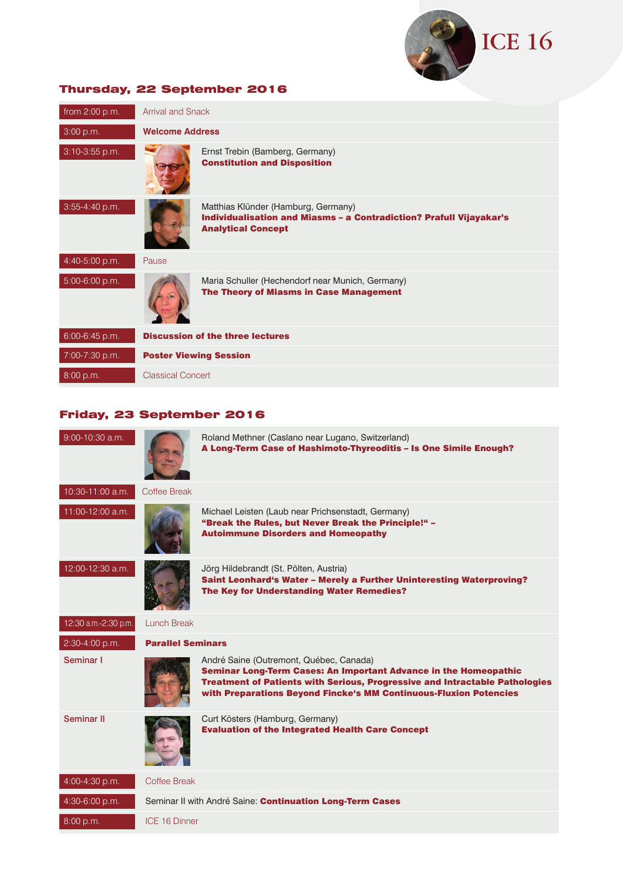ICE 16

## Thursday, 22 September 2016

| Time | Programme |
|---|---|
| from 2:00 p.m. | Arrival and Snack |
| 3:00 p.m. | **Welcome Address** |
| 3:10-3:55 p.m. | Ernst Trebin (Bamberg, Germany)<br>**Constitution and Disposition** |
| 3:55-4:40 p.m. | Matthias Klünder (Hamburg, Germany)<br>**Individualisation and Miasms – a Contradiction? Prafull Vijayakar's Analytical Concept** |
| 4:40-5:00 p.m. | Pause |
| 5:00-6:00 p.m. | Maria Schuller (Hechendorf near Munich, Germany)<br>**The Theory of Miasms in Case Management** |
| 6:00-6:45 p.m. | **Discussion of the three lectures** |
| 7:00-7:30 p.m. | **Poster Viewing Session** |
| 8:00 p.m. | Classical Concert |

## Friday, 23 September 2016

| Time | Programme |
|---|---|
| 9:00-10:30 a.m. | Roland Methner (Caslano near Lugano, Switzerland)<br>**A Long-Term Case of Hashimoto-Thyreoditis – Is One Simile Enough?** |
| 10:30-11:00 a.m. | Coffee Break |
| 11:00-12:00 a.m. | Michael Leisten (Laub near Prichsenstadt, Germany)<br>**"Break the Rules, but Never Break the Principle!" – Autoimmune Disorders and Homeopathy** |
| 12:00-12:30 a.m. | Jörg Hildebrandt (St. Pölten, Austria)<br>**Saint Leonhard's Water – Merely a Further Uninteresting Waterproving? The Key for Understanding Water Remedies?** |
| 12:30 a.m.-2:30 p.m. | Lunch Break |
| 2:30-4:00 p.m. | **Parallel Seminars** |
| Seminar I | André Saine (Outremont, Québec, Canada)<br>**Seminar Long-Term Cases: An Important Advance in the Homeopathic Treatment of Patients with Serious, Progressive and Intractable Pathologies with Preparations Beyond Fincke's MM Continuous-Fluxion Potencies** |
| Seminar II | Curt Kösters (Hamburg, Germany)<br>**Evaluation of the Integrated Health Care Concept** |
| 4:00-4:30 p.m. | Coffee Break |
| 4:30-6:00 p.m. | Seminar II with André Saine: **Continuation Long-Term Cases** |
| 8:00 p.m. | ICE 16 Dinner |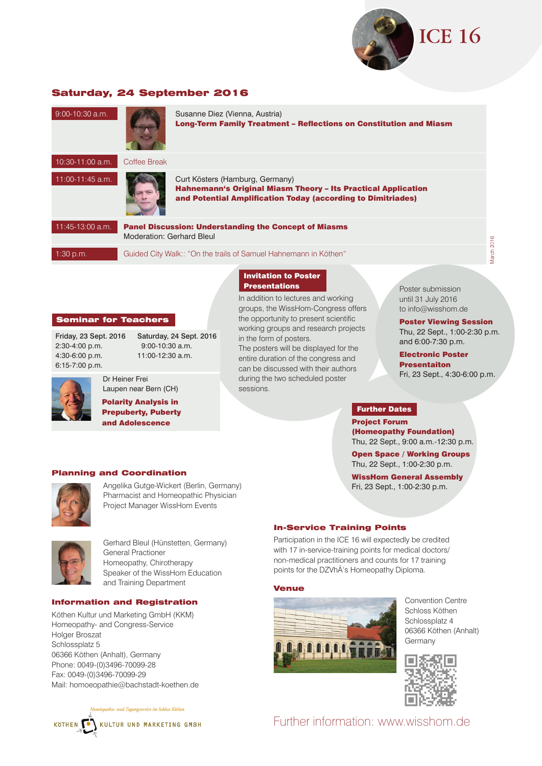ICE 16

## Saturday, 24 September 2016

| Time | Programme |
|---|---|
| 9:00-10:30 a.m. | Susanne Diez (Vienna, Austria)<br>**Long-Term Family Treatment – Reflections on Constitution and Miasm** |
| 10:30-11:00 a.m. | Coffee Break |
| 11:00-11:45 a.m. | Curt Kösters (Hamburg, Germany)<br>**Hahnemann's Original Miasm Theory – Its Practical Application and Potential Amplification Today (according to Dimitriades)** |
| 11:45-13:00 a.m. | **Panel Discussion: Understanding the Concept of Miasms**<br>Moderation: Gerhard Bleul |
| 1:30 p.m. | Guided City Walk:: "On the trails of Samuel Hahnemann in Köthen" |

March 2016

## Seminar for Teachers

| Friday, 23 Sept. 2016 | Saturday, 24 Sept. 2016 |
|---|---|
| 2:30-4:00 p.m. | 9:00-10:30 a.m. |
| 4:30-6:00 p.m. | 11:00-12:30 a.m. |
| 6:15-7:00 p.m. | |

Dr Heiner Frei
Laupen near Bern (CH)

**Polarity Analysis in Prepuberty, Puberty and Adolescence**

## Invitation to Poster Presentations

In addition to lectures and working groups, the WissHom-Congress offers the opportunity to present scientific working groups and research projects in the form of posters.
The posters will be displayed for the entire duration of the congress and can be discussed with their authors during the two scheduled poster sessions.

Poster submission until 31 July 2016 to info@wisshom.de

**Poster Viewing Session**
Thu, 22 Sept., 1:00-2:30 p.m. and 6:00-7:30 p.m.

**Electronic Poster Presentaiton**
Fri, 23 Sept., 4:30-6:00 p.m.

## Further Dates

**Project Forum (Homeopathy Foundation)**
Thu, 22 Sept., 9:00 a.m.-12:30 p.m.

**Open Space / Working Groups**
Thu, 22 Sept., 1:00-2:30 p.m.

**WissHom General Assembly**
Fri, 23 Sept., 1:00-2:30 p.m.

## Planning and Coordination

Angelika Gutge-Wickert (Berlin, Germany)
Pharmacist and Homeopathic Physician
Project Manager WissHom Events

Gerhard Bleul (Hünstetten, Germany)
General Practioner
Homeopathy, Chirotherapy
Speaker of the WissHom Education and Training Department

## In-Service Training Points

Participation in the ICE 16 will expectedly be credited with 17 in-service-training points for medical doctors/ non-medical practitioners and counts for 17 training points for the DZVhÄ's Homeopathy Diploma.

## Venue

Convention Centre
Schloss Köthen
Schlossplatz 4
06366 Köthen (Anhalt)
Germany

## Information and Registration

Köthen Kultur und Marketing GmbH (KKM)
Homeopathy- and Congress-Service
Holger Broszat
Schlossplatz 5
06366 Köthen (Anhalt), Germany
Phone: 0049-(0)3496-70099-28
Fax: 0049-(0)3496-70099-29
Mail: homoeopathie@bachstadt-koethen.de

Homöopathie- und Tagungsservice im Schloss Köthen
KÖTHEN KULTUR UND MARKETING GMBH

Further information: www.wisshom.de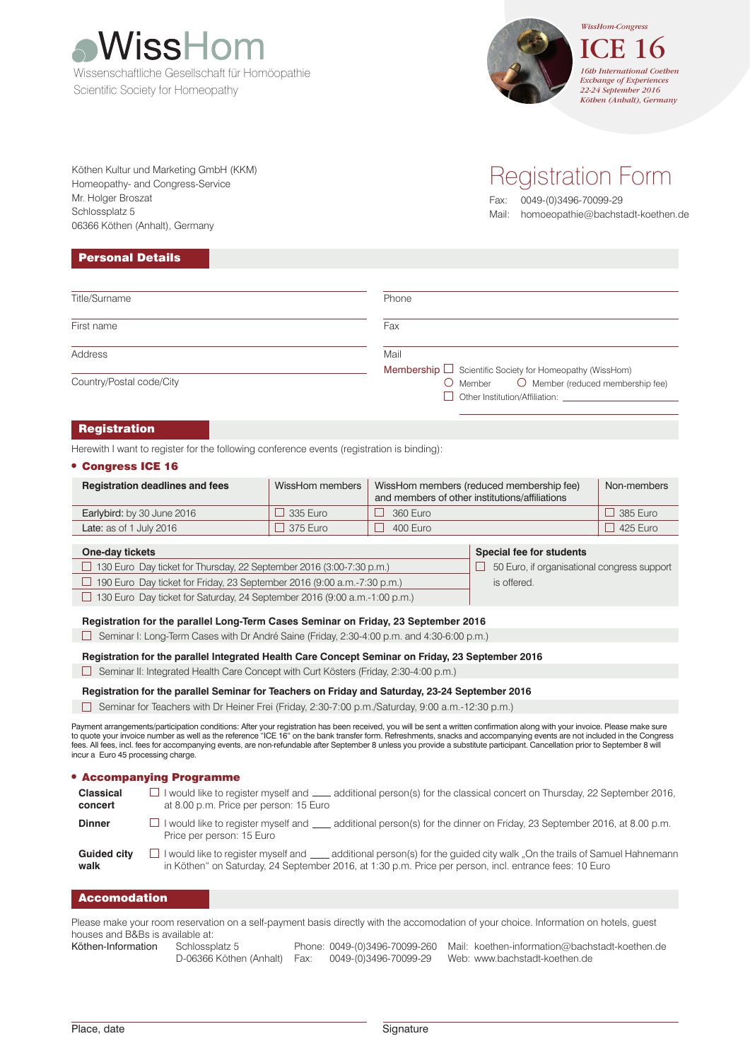# WissHom

Wissenschaftliche Gesellschaft für Homöopathie
Scientific Society for Homeopathy

*WissHom-Congress*

**ICE 16**

*16th International Coethen Exchange of Experiences*
*22-24 September 2016*
*Köthen (Anhalt), Germany*

Köthen Kultur und Marketing GmbH (KKM)
Homeopathy- and Congress-Service
Mr. Holger Broszat
Schlossplatz 5
06366 Köthen (Anhalt), Germany

# Registration Form

Fax: 0049-(0)3496-70099-29
Mail: homoeopathie@bachstadt-koethen.de

## Personal Details

Title/Surname

First name

Address

Country/Postal code/City

Phone

Fax

Mail

Membership ☐ Scientific Society for Homeopathy (WissHom)
○ Member ○ Member (reduced membership fee)
☐ Other Institution/Affiliation: \_\_\_\_\_\_\_\_\_\_\_\_

## Registration

Herewith I want to register for the following conference events (registration is binding):

- **Congress ICE 16**

| Registration deadlines and fees | WissHom members | WissHom members (reduced membership fee) and members of other institutions/affiliations | Non-members |
|---|---|---|---|
| Earlybird: by 30 June 2016 | ☐ 335 Euro | ☐ 360 Euro | ☐ 385 Euro |
| Late: as of 1 July 2016 | ☐ 375 Euro | ☐ 400 Euro | ☐ 425 Euro |

| One-day tickets | Special fee for students |
|---|---|
| ☐ 130 Euro Day ticket for Thursday, 22 September 2016 (3:00-7:30 p.m.) | ☐ 50 Euro, if organisational congress support is offered. |
| ☐ 190 Euro Day ticket for Friday, 23 September 2016 (9:00 a.m.-7:30 p.m.) | |
| ☐ 130 Euro Day ticket for Saturday, 24 September 2016 (9:00 a.m.-1:00 p.m.) | |

**Registration for the parallel Long-Term Cases Seminar on Friday, 23 September 2016**

☐ Seminar I: Long-Term Cases with Dr André Saine (Friday, 2:30-4:00 p.m. and 4:30-6:00 p.m.)

**Registration for the parallel Integrated Health Care Concept Seminar on Friday, 23 September 2016**

☐ Seminar II: Integrated Health Care Concept with Curt Kösters (Friday, 2:30-4:00 p.m.)

**Registration for the parallel Seminar for Teachers on Friday and Saturday, 23-24 September 2016**

☐ Seminar for Teachers with Dr Heiner Frei (Friday, 2:30-7:00 p.m./Saturday, 9:00 a.m.-12:30 p.m.)

Payment arrangements/participation conditions: After your registration has been received, you will be sent a written confirmation along with your invoice. Please make sure to quote your invoice number as well as the reference "ICE 16" on the bank transfer form. Refreshments, snacks and accompanying events are not included in the Congress fees. All fees, incl. fees for accompanying events, are non-refundable after September 8 unless you provide a substitute participant. Cancellation prior to September 8 will incur a Euro 45 processing charge.

- **Accompanying Programme**

**Classical concert** ☐ I would like to register myself and \_\_\_ additional person(s) for the classical concert on Thursday, 22 September 2016, at 8.00 p.m. Price per person: 15 Euro

**Dinner** ☐ I would like to register myself and \_\_\_ additional person(s) for the dinner on Friday, 23 September 2016, at 8.00 p.m. Price per person: 15 Euro

**Guided city walk** ☐ I would like to register myself and \_\_\_ additional person(s) for the guided city walk „On the trails of Samuel Hahnemann in Köthen" on Saturday, 24 September 2016, at 1:30 p.m. Price per person, incl. entrance fees: 10 Euro

## Accomodation

Please make your room reservation on a self-payment basis directly with the accomodation of your choice. Information on hotels, guest houses and B&Bs is available at:

| | | | |
|---|---|---|---|
| Köthen-Information | Schlossplatz 5 | Phone: 0049-(0)3496-70099-260 | Mail: koethen-information@bachstadt-koethen.de |
| | D-06366 Köthen (Anhalt) | Fax: 0049-(0)3496-70099-29 | Web: www.bachstadt-koethen.de |

Place, date

Signature